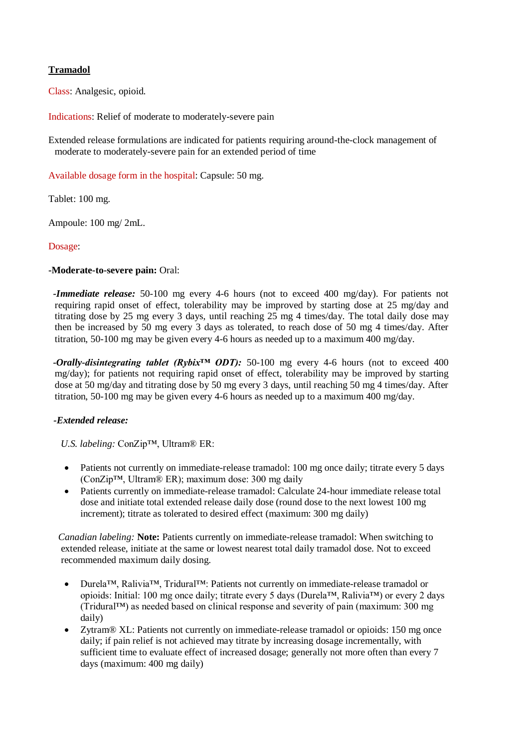## Tramadol

Class: Analgesic, opioid.

Indications: Relief of moderate to moderately-severe pain

Extended release formulations are indicated for patients requiring around-the-clock management of moderate to moderately-severe pain for an extended period of time

Available dosage form in the hospital: Capsule: 50 mg.

Tablet: 100 mg.

Ampoule: 100 mg/ 2mL.

Dosage:

**-Moderate-to-severe pain:** Oral:

***-Immediate release:*** 50-100 mg every 4-6 hours (not to exceed 400 mg/day). For patients not requiring rapid onset of effect, tolerability may be improved by starting dose at 25 mg/day and titrating dose by 25 mg every 3 days, until reaching 25 mg 4 times/day. The total daily dose may then be increased by 50 mg every 3 days as tolerated, to reach dose of 50 mg 4 times/day. After titration, 50-100 mg may be given every 4-6 hours as needed up to a maximum 400 mg/day.

***-Orally-disintegrating tablet (Rybix™ ODT):*** 50-100 mg every 4-6 hours (not to exceed 400 mg/day); for patients not requiring rapid onset of effect, tolerability may be improved by starting dose at 50 mg/day and titrating dose by 50 mg every 3 days, until reaching 50 mg 4 times/day. After titration, 50-100 mg may be given every 4-6 hours as needed up to a maximum 400 mg/day.

***-Extended release:***

*U.S. labeling:* ConZip™, Ultram® ER:

- Patients not currently on immediate-release tramadol: 100 mg once daily; titrate every 5 days (ConZip™, Ultram® ER); maximum dose: 300 mg daily
- Patients currently on immediate-release tramadol: Calculate 24-hour immediate release total dose and initiate total extended release daily dose (round dose to the next lowest 100 mg increment); titrate as tolerated to desired effect (maximum: 300 mg daily)

*Canadian labeling:* **Note:** Patients currently on immediate-release tramadol: When switching to extended release, initiate at the same or lowest nearest total daily tramadol dose. Not to exceed recommended maximum daily dosing.

- Durela™, Ralivia™, Tridural™: Patients not currently on immediate-release tramadol or opioids: Initial: 100 mg once daily; titrate every 5 days (Durela™, Ralivia™) or every 2 days (Tridural™) as needed based on clinical response and severity of pain (maximum: 300 mg daily)
- Zytram® XL: Patients not currently on immediate-release tramadol or opioids: 150 mg once daily; if pain relief is not achieved may titrate by increasing dosage incrementally, with sufficient time to evaluate effect of increased dosage; generally not more often than every 7 days (maximum: 400 mg daily)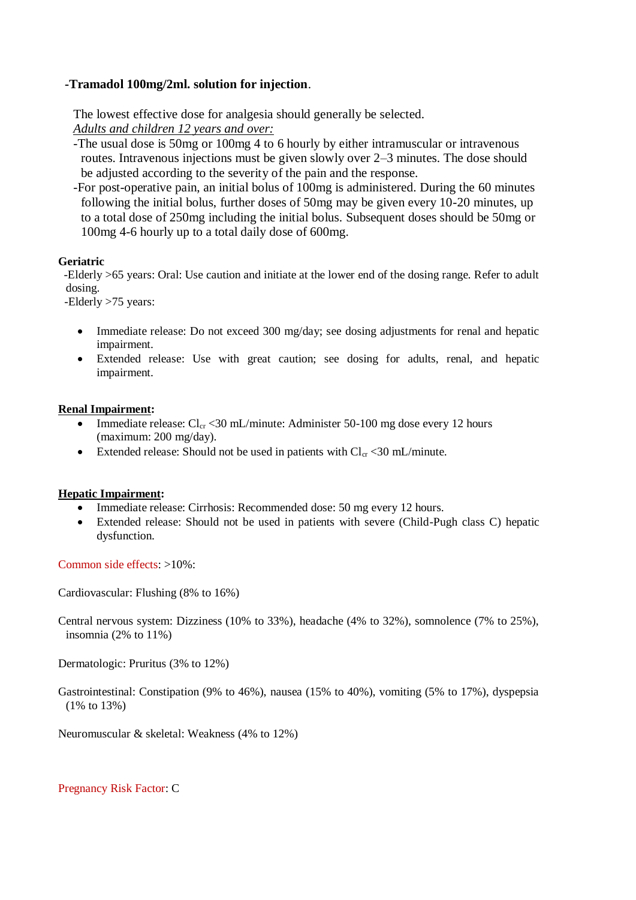**-Tramadol 100mg/2ml. solution for injection**.

The lowest effective dose for analgesia should generally be selected.

*Adults and children 12 years and over:*

-The usual dose is 50mg or 100mg 4 to 6 hourly by either intramuscular or intravenous routes. Intravenous injections must be given slowly over 2–3 minutes. The dose should be adjusted according to the severity of the pain and the response.

-For post-operative pain, an initial bolus of 100mg is administered. During the 60 minutes following the initial bolus, further doses of 50mg may be given every 10-20 minutes, up to a total dose of 250mg including the initial bolus. Subsequent doses should be 50mg or 100mg 4-6 hourly up to a total daily dose of 600mg.

**Geriatric**

-Elderly >65 years: Oral: Use caution and initiate at the lower end of the dosing range. Refer to adult dosing.

-Elderly >75 years:

- Immediate release: Do not exceed 300 mg/day; see dosing adjustments for renal and hepatic impairment.
- Extended release: Use with great caution; see dosing for adults, renal, and hepatic impairment.

**Renal Impairment:**

- Immediate release: $Cl_{cr}$ <30 mL/minute: Administer 50-100 mg dose every 12 hours (maximum: 200 mg/day).
- Extended release: Should not be used in patients with $Cl_{cr}$ <30 mL/minute.

**Hepatic Impairment:**

- Immediate release: Cirrhosis: Recommended dose: 50 mg every 12 hours.
- Extended release: Should not be used in patients with severe (Child-Pugh class C) hepatic dysfunction.

Common side effects: >10%:

Cardiovascular: Flushing (8% to 16%)

Central nervous system: Dizziness (10% to 33%), headache (4% to 32%), somnolence (7% to 25%), insomnia (2% to 11%)

Dermatologic: Pruritus (3% to 12%)

Gastrointestinal: Constipation (9% to 46%), nausea (15% to 40%), vomiting (5% to 17%), dyspepsia (1% to 13%)

Neuromuscular & skeletal: Weakness (4% to 12%)

Pregnancy Risk Factor: C